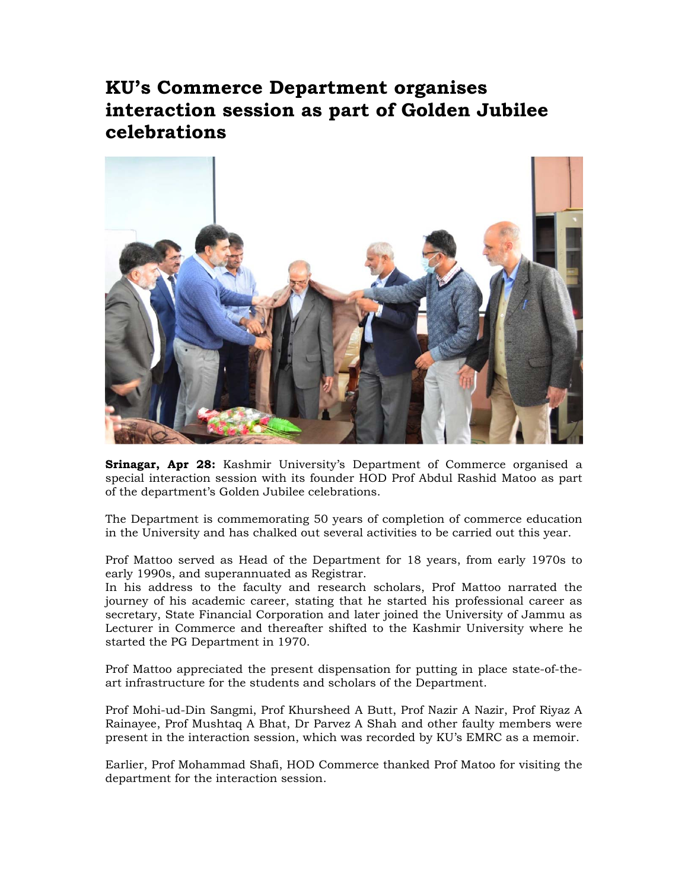# KU's Commerce Department organises interaction session as part of Golden Jubilee celebrations

**Srinagar, Apr 28:** Kashmir University's Department of Commerce organised a special interaction session with its founder HOD Prof Abdul Rashid Matoo as part of the department's Golden Jubilee celebrations.

The Department is commemorating 50 years of completion of commerce education in the University and has chalked out several activities to be carried out this year.

Prof Mattoo served as Head of the Department for 18 years, from early 1970s to early 1990s, and superannuated as Registrar.

In his address to the faculty and research scholars, Prof Mattoo narrated the journey of his academic career, stating that he started his professional career as secretary, State Financial Corporation and later joined the University of Jammu as Lecturer in Commerce and thereafter shifted to the Kashmir University where he started the PG Department in 1970.

Prof Mattoo appreciated the present dispensation for putting in place state-of-the-art infrastructure for the students and scholars of the Department.

Prof Mohi-ud-Din Sangmi, Prof Khursheed A Butt, Prof Nazir A Nazir, Prof Riyaz A Rainayee, Prof Mushtaq A Bhat, Dr Parvez A Shah and other faulty members were present in the interaction session, which was recorded by KU's EMRC as a memoir.

Earlier, Prof Mohammad Shafi, HOD Commerce thanked Prof Matoo for visiting the department for the interaction session.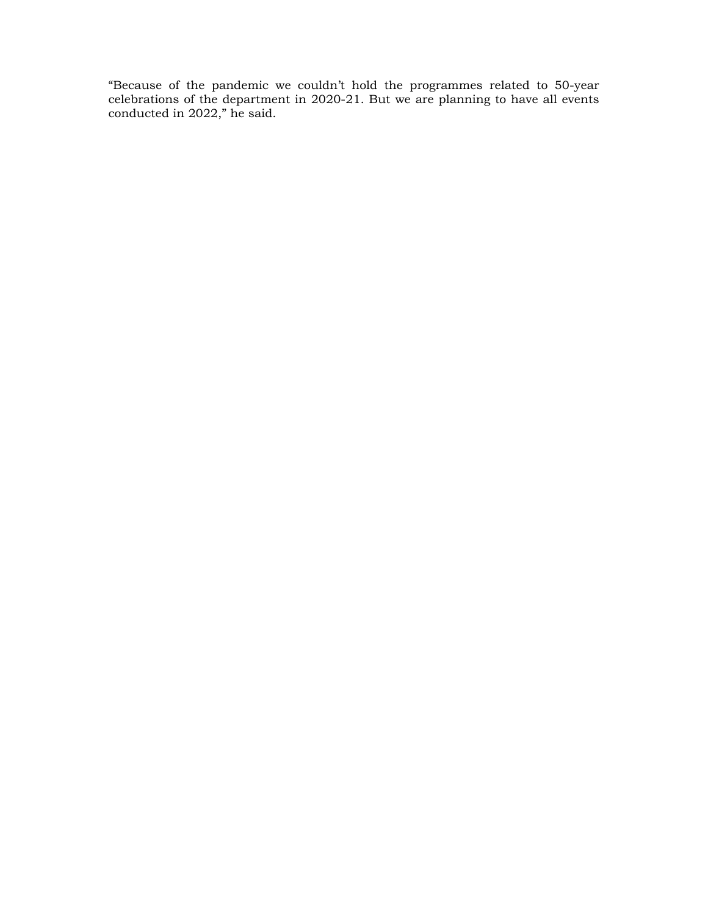“Because of the pandemic we couldn’t hold the programmes related to 50-year celebrations of the department in 2020-21. But we are planning to have all events conducted in 2022,” he said.